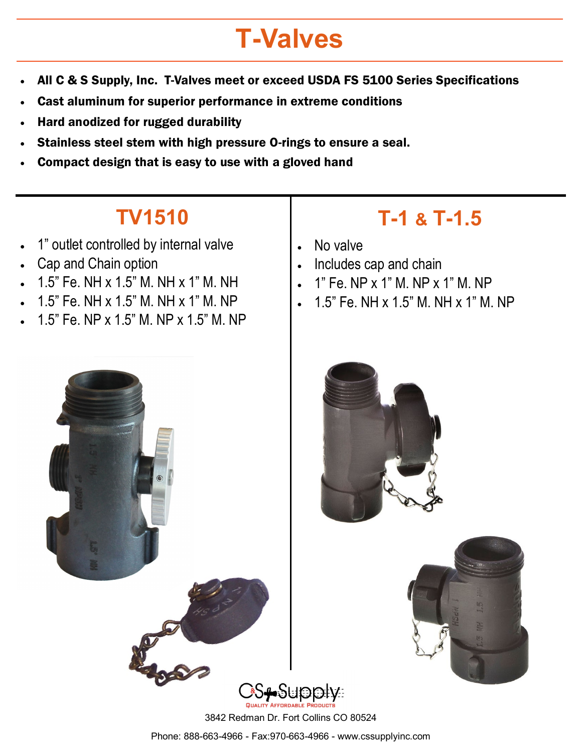# T-Valves

- **All C & S Supply, Inc. T-Valves meet or exceed USDA FS 5100 Series Specifications**
- **Cast aluminum for superior performance in extreme conditions**
- **Hard anodized for rugged durability**
- **Stainless steel stem with high pressure O-rings to ensure a seal.**
- **Compact design that is easy to use with a gloved hand**

## TV1510

- 1" outlet controlled by internal valve
- Cap and Chain option
- 1.5" Fe. NH x 1.5" M. NH x 1" M. NH
- 1.5" Fe. NH x 1.5" M. NH x 1" M. NP
- 1.5" Fe. NP x 1.5" M. NP x 1.5" M. NP

## T-1 & T-1.5

- No valve
- Includes cap and chain
- 1" Fe. NP x 1" M. NP x 1" M. NP
- 1.5" Fe. NH x 1.5" M. NH x 1" M. NP

C&S Supply
Quality Affordable Products

3842 Redman Dr. Fort Collins CO 80524

Phone: 888-663-4966 - Fax:970-663-4966 - www.cssupplyinc.com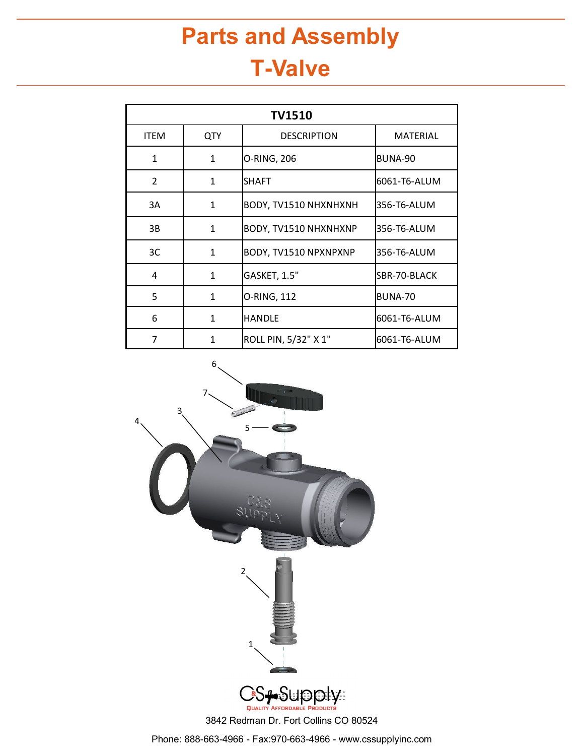# Parts and Assembly

# T-Valve

| TV1510 | | | |
|---|---|---|---|
| ITEM | QTY | DESCRIPTION | MATERIAL |
| 1 | 1 | O-RING, 206 | BUNA-90 |
| 2 | 1 | SHAFT | 6061-T6-ALUM |
| 3A | 1 | BODY, TV1510 NHXNHXNH | 356-T6-ALUM |
| 3B | 1 | BODY, TV1510 NHXNHXNP | 356-T6-ALUM |
| 3C | 1 | BODY, TV1510 NPXNPXNP | 356-T6-ALUM |
| 4 | 1 | GASKET, 1.5" | SBR-70-BLACK |
| 5 | 1 | O-RING, 112 | BUNA-70 |
| 6 | 1 | HANDLE | 6061-T6-ALUM |
| 7 | 1 | ROLL PIN, 5/32" X 1" | 6061-T6-ALUM |

6
7
3
4
5
2
1

C&S Supply
Quality Affordable Products

3842 Redman Dr. Fort Collins CO 80524

Phone: 888-663-4966 - Fax:970-663-4966 - www.cssupplyinc.com